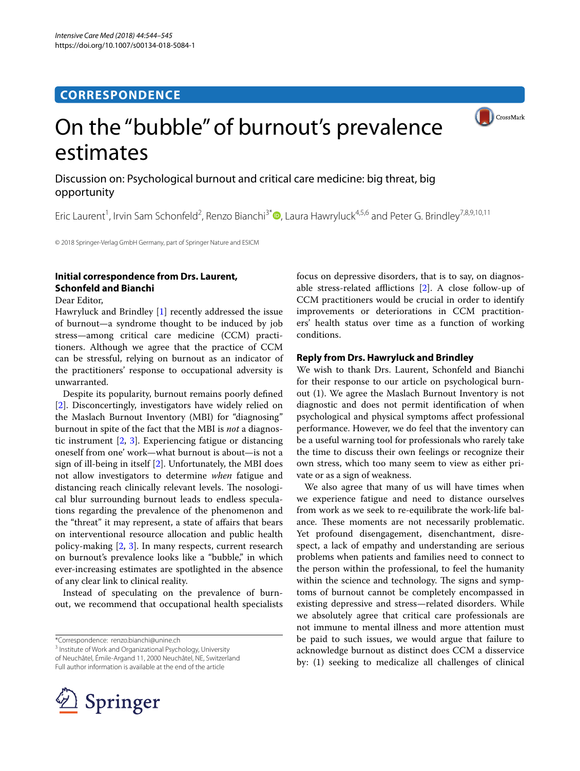CORRESPONDENCE

# On the "bubble" of burnout's prevalence estimates

Discussion on: Psychological burnout and critical care medicine: big threat, big opportunity

Eric Laurent[1], Irvin Sam Schonfeld[2], Renzo Bianchi[3*], Laura Hawryluck[4,5,6] and Peter G. Brindley[7,8,9,10,11]

© 2018 Springer-Verlag GmbH Germany, part of Springer Nature and ESICM

### Initial correspondence from Drs. Laurent, Schonfeld and Bianchi

Dear Editor,

Hawryluck and Brindley [1] recently addressed the issue of burnout—a syndrome thought to be induced by job stress—among critical care medicine (CCM) practitioners. Although we agree that the practice of CCM can be stressful, relying on burnout as an indicator of the practitioners' response to occupational adversity is unwarranted.

Despite its popularity, burnout remains poorly defined [2]. Disconcertingly, investigators have widely relied on the Maslach Burnout Inventory (MBI) for "diagnosing" burnout in spite of the fact that the MBI is *not* a diagnostic instrument [2, 3]. Experiencing fatigue or distancing oneself from one' work—what burnout is about—is not a sign of ill-being in itself [2]. Unfortunately, the MBI does not allow investigators to determine *when* fatigue and distancing reach clinically relevant levels. The nosological blur surrounding burnout leads to endless speculations regarding the prevalence of the phenomenon and the "threat" it may represent, a state of affairs that bears on interventional resource allocation and public health policy-making [2, 3]. In many respects, current research on burnout's prevalence looks like a "bubble," in which ever-increasing estimates are spotlighted in the absence of any clear link to clinical reality.

Instead of speculating on the prevalence of burnout, we recommend that occupational health specialists focus on depressive disorders, that is to say, on diagnosable stress-related afflictions [2]. A close follow-up of CCM practitioners would be crucial in order to identify improvements or deteriorations in CCM practitioners' health status over time as a function of working conditions.

### Reply from Drs. Hawryluck and Brindley

We wish to thank Drs. Laurent, Schonfeld and Bianchi for their response to our article on psychological burnout (1). We agree the Maslach Burnout Inventory is not diagnostic and does not permit identification of when psychological and physical symptoms affect professional performance. However, we do feel that the inventory can be a useful warning tool for professionals who rarely take the time to discuss their own feelings or recognize their own stress, which too many seem to view as either private or as a sign of weakness.

We also agree that many of us will have times when we experience fatigue and need to distance ourselves from work as we seek to re-equilibrate the work-life balance. These moments are not necessarily problematic. Yet profound disengagement, disenchantment, disrespect, a lack of empathy and understanding are serious problems when patients and families need to connect to the person within the professional, to feel the humanity within the science and technology. The signs and symptoms of burnout cannot be completely encompassed in existing depressive and stress—related disorders. While we absolutely agree that critical care professionals are not immune to mental illness and more attention must be paid to such issues, we would argue that failure to acknowledge burnout as distinct does CCM a disservice by: (1) seeking to medicalize all challenges of clinical

*Correspondence: renzo.bianchi@unine.ch
[3] Institute of Work and Organizational Psychology, University of Neuchâtel, Émile-Argand 11, 2000 Neuchâtel, NE, Switzerland
Full author information is available at the end of the article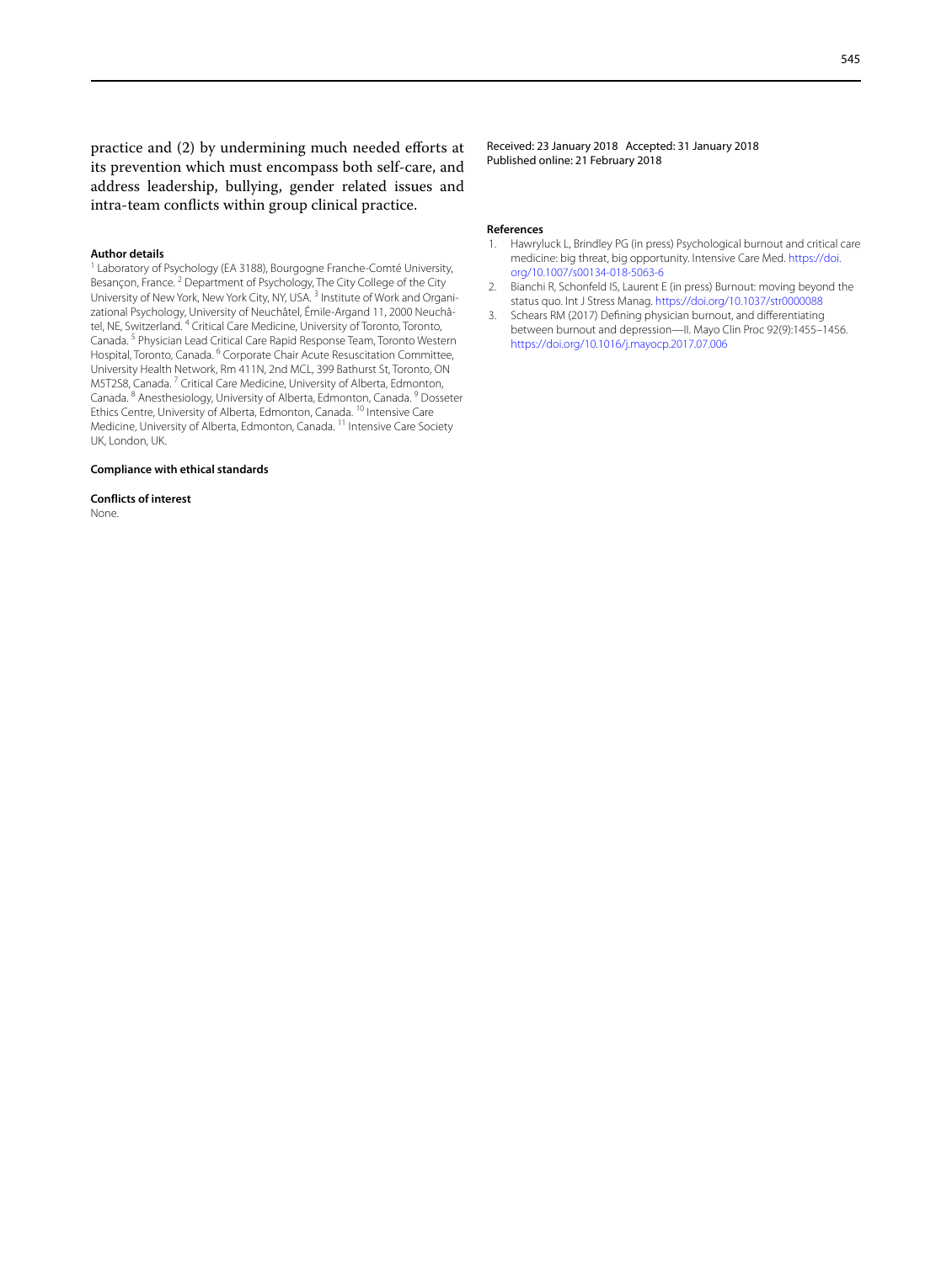practice and (2) by undermining much needed efforts at its prevention which must encompass both self-care, and address leadership, bullying, gender related issues and intra-team conflicts within group clinical practice.

**Author details**

[1] Laboratory of Psychology (EA 3188), Bourgogne Franche-Comté University, Besançon, France. [2] Department of Psychology, The City College of the City University of New York, New York City, NY, USA. [3] Institute of Work and Organizational Psychology, University of Neuchâtel, Émile-Argand 11, 2000 Neuchâtel, NE, Switzerland. [4] Critical Care Medicine, University of Toronto, Toronto, Canada. [5] Physician Lead Critical Care Rapid Response Team, Toronto Western Hospital, Toronto, Canada. [6] Corporate Chair Acute Resuscitation Committee, University Health Network, Rm 411N, 2nd MCL, 399 Bathurst St, Toronto, ON M5T2S8, Canada. [7] Critical Care Medicine, University of Alberta, Edmonton, Canada. [8] Anesthesiology, University of Alberta, Edmonton, Canada. [9] Dosseter Ethics Centre, University of Alberta, Edmonton, Canada. [10] Intensive Care Medicine, University of Alberta, Edmonton, Canada. [11] Intensive Care Society UK, London, UK.

**Compliance with ethical standards**

**Conflicts of interest**

None.

Received: 23 January 2018 Accepted: 31 January 2018
Published online: 21 February 2018

**References**

1. Hawryluck L, Brindley PG (in press) Psychological burnout and critical care medicine: big threat, big opportunity. Intensive Care Med. https://doi.org/10.1007/s00134-018-5063-6
2. Bianchi R, Schonfeld IS, Laurent E (in press) Burnout: moving beyond the status quo. Int J Stress Manag. https://doi.org/10.1037/str0000088
3. Schears RM (2017) Defining physician burnout, and differentiating between burnout and depression—II. Mayo Clin Proc 92(9):1455–1456. https://doi.org/10.1016/j.mayocp.2017.07.006